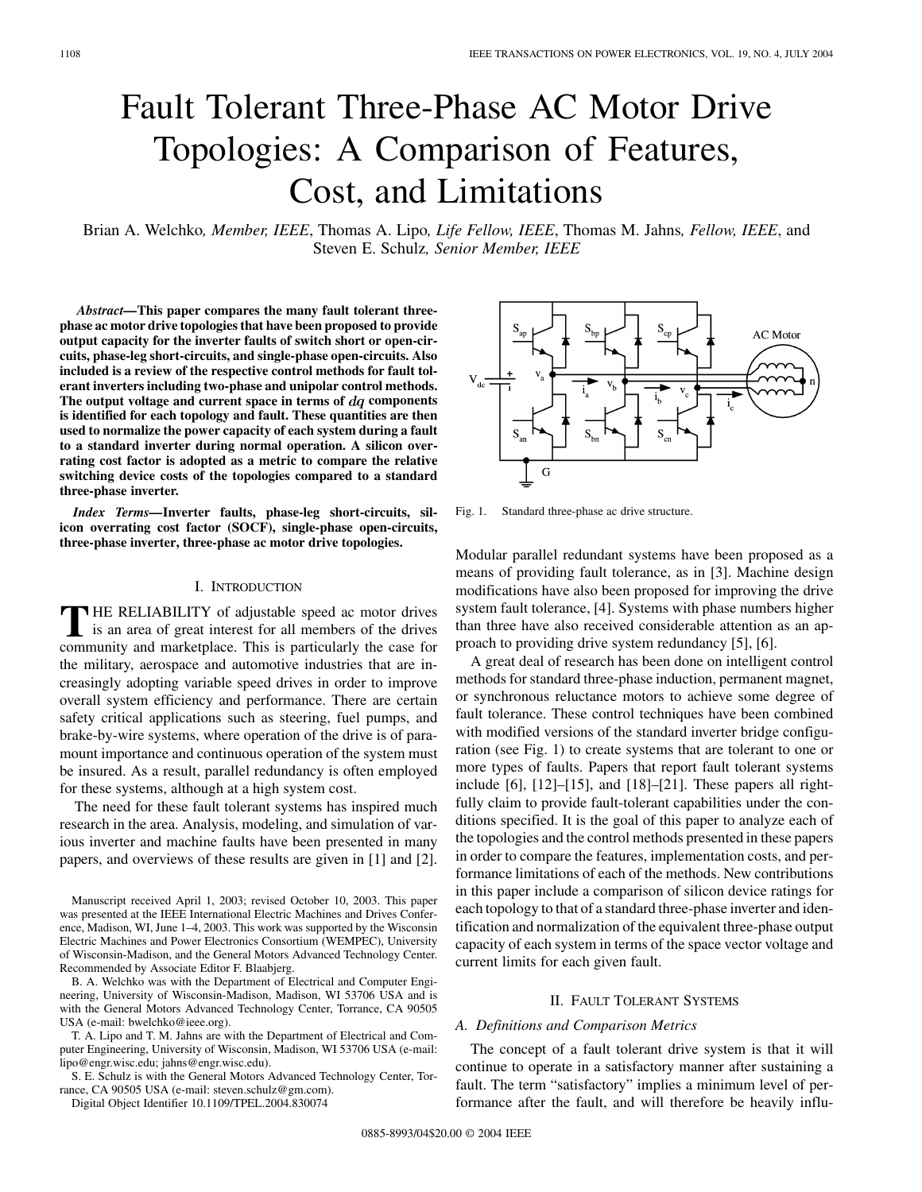# Fault Tolerant Three-Phase AC Motor Drive Topologies: A Comparison of Features, Cost, and Limitations

Brian A. Welchko, *Member, IEEE*, Thomas A. Lipo, *Life Fellow, IEEE*, Thomas M. Jahns, *Fellow, IEEE*, and Steven E. Schulz, *Senior Member, IEEE*

***Abstract*—This paper compares the many fault tolerant three-phase ac motor drive topologies that have been proposed to provide output capacity for the inverter faults of switch short or open-circuits, phase-leg short-circuits, and single-phase open-circuits. Also included is a review of the respective control methods for fault tolerant inverters including two-phase and unipolar control methods. The output voltage and current space in terms of $dq$ components is identified for each topology and fault. These quantities are then used to normalize the power capacity of each system during a fault to a standard inverter during normal operation. A silicon overrating cost factor is adopted as a metric to compare the relative switching device costs of the topologies compared to a standard three-phase inverter.**

***Index Terms*—Inverter faults, phase-leg short-circuits, silicon overrating cost factor (SOCF), single-phase open-circuits, three-phase inverter, three-phase ac motor drive topologies.**

## I. Introduction

The reliability of adjustable speed ac motor drives is an area of great interest for all members of the drives community and marketplace. This is particularly the case for the military, aerospace and automotive industries that are increasingly adopting variable speed drives in order to improve overall system efficiency and performance. There are certain safety critical applications such as steering, fuel pumps, and brake-by-wire systems, where operation of the drive is of paramount importance and continuous operation of the system must be insured. As a result, parallel redundancy is often employed for these systems, although at a high system cost.

The need for these fault tolerant systems has inspired much research in the area. Analysis, modeling, and simulation of various inverter and machine faults have been presented in many papers, and overviews of these results are given in [1] and [2].

Manuscript received April 1, 2003; revised October 10, 2003. This paper was presented at the IEEE International Electric Machines and Drives Conference, Madison, WI, June 1–4, 2003. This work was supported by the Wisconsin Electric Machines and Power Electronics Consortium (WEMPEC), University of Wisconsin-Madison, and the General Motors Advanced Technology Center. Recommended by Associate Editor F. Blaabjerg.

B. A. Welchko was with the Department of Electrical and Computer Engineering, University of Wisconsin-Madison, Madison, WI 53706 USA and is with the General Motors Advanced Technology Center, Torrance, CA 90505 USA (e-mail: bwelchko@ieee.org).

T. A. Lipo and T. M. Jahns are with the Department of Electrical and Computer Engineering, University of Wisconsin, Madison, WI 53706 USA (e-mail: lipo@engr.wisc.edu; jahns@engr.wisc.edu).

S. E. Schulz is with the General Motors Advanced Technology Center, Torrance, CA 90505 USA (e-mail: steven.schulz@gm.com).

Digital Object Identifier 10.1109/TPEL.2004.830074

Fig. 1. Standard three-phase ac drive structure.

Modular parallel redundant systems have been proposed as a means of providing fault tolerance, as in [3]. Machine design modifications have also been proposed for improving the drive system fault tolerance, [4]. Systems with phase numbers higher than three have also received considerable attention as an approach to providing drive system redundancy [5], [6].

A great deal of research has been done on intelligent control methods for standard three-phase induction, permanent magnet, or synchronous reluctance motors to achieve some degree of fault tolerance. These control techniques have been combined with modified versions of the standard inverter bridge configuration (see Fig. 1) to create systems that are tolerant to one or more types of faults. Papers that report fault tolerant systems include [6], [12]–[15], and [18]–[21]. These papers all rightfully claim to provide fault-tolerant capabilities under the conditions specified. It is the goal of this paper to analyze each of the topologies and the control methods presented in these papers in order to compare the features, implementation costs, and performance limitations of each of the methods. New contributions in this paper include a comparison of silicon device ratings for each topology to that of a standard three-phase inverter and identification and normalization of the equivalent three-phase output capacity of each system in terms of the space vector voltage and current limits for each given fault.

## II. Fault Tolerant Systems

### A. Definitions and Comparison Metrics

The concept of a fault tolerant drive system is that it will continue to operate in a satisfactory manner after sustaining a fault. The term "satisfactory" implies a minimum level of performance after the fault, and will therefore be heavily influ-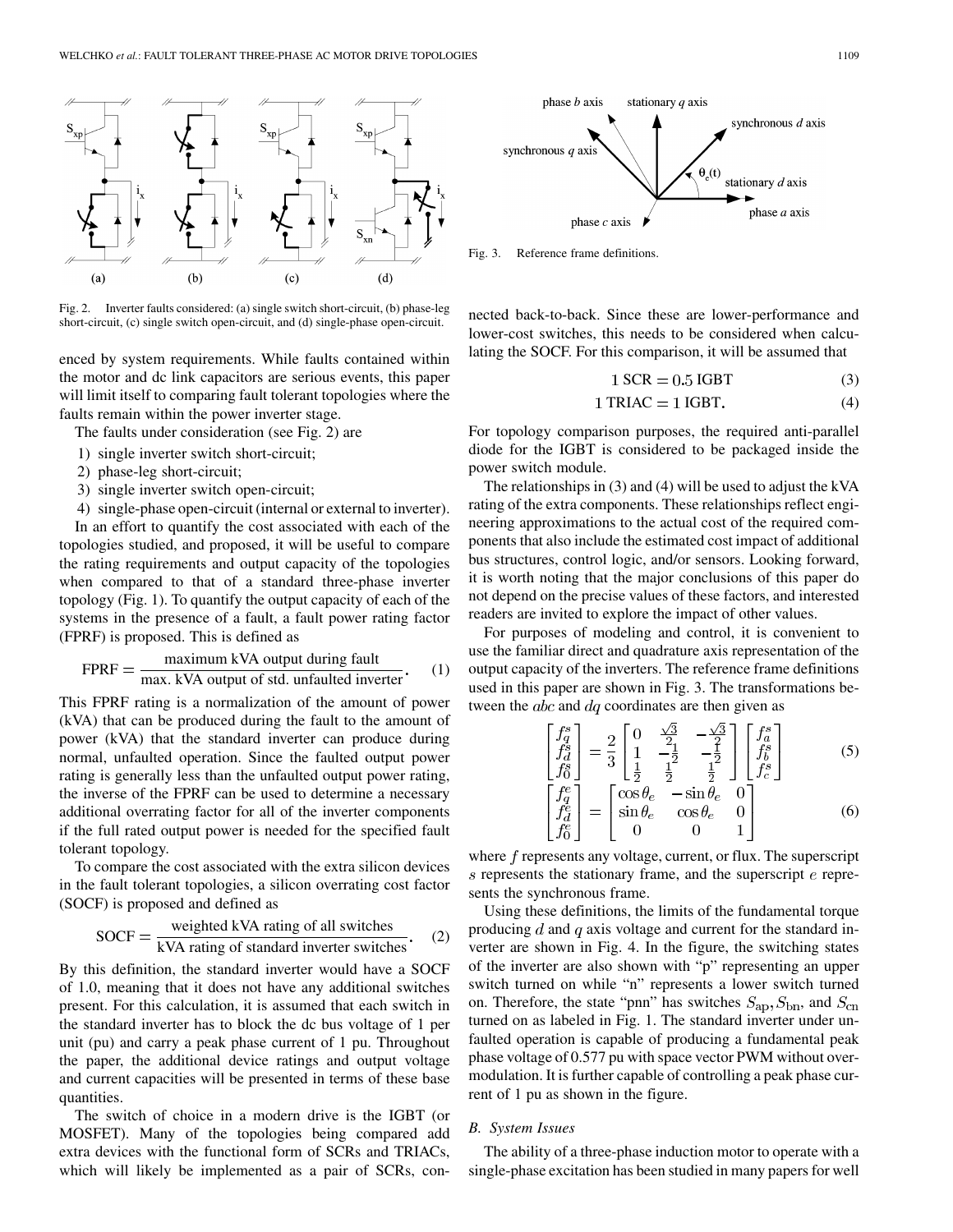Fig. 2. Inverter faults considered: (a) single switch short-circuit, (b) phase-leg short-circuit, (c) single switch open-circuit, and (d) single-phase open-circuit.

enced by system requirements. While faults contained within the motor and dc link capacitors are serious events, this paper will limit itself to comparing fault tolerant topologies where the faults remain within the power inverter stage.

The faults under consideration (see Fig. 2) are

1) single inverter switch short-circuit;
2) phase-leg short-circuit;
3) single inverter switch open-circuit;
4) single-phase open-circuit (internal or external to inverter).

In an effort to quantify the cost associated with each of the topologies studied, and proposed, it will be useful to compare the rating requirements and output capacity of the topologies when compared to that of a standard three-phase inverter topology (Fig. 1). To quantify the output capacity of each of the systems in the presence of a fault, a fault power rating factor (FPRF) is proposed. This is defined as

$$\mathrm{FPRF} = \frac{\text{maximum kVA output during fault}}{\text{max. kVA output of std. unfaulted inverter}}. \quad (1)$$

This FPRF rating is a normalization of the amount of power (kVA) that can be produced during the fault to the amount of power (kVA) that the standard inverter can produce during normal, unfaulted operation. Since the faulted output power rating is generally less than the unfaulted output power rating, the inverse of the FPRF can be used to determine a necessary additional overrating factor for all of the inverter components if the full rated output power is needed for the specified fault tolerant topology.

To compare the cost associated with the extra silicon devices in the fault tolerant topologies, a silicon overrating cost factor (SOCF) is proposed and defined as

$$\mathrm{SOCF} = \frac{\text{weighted kVA rating of all switches}}{\text{kVA rating of standard inverter switches}}. \quad (2)$$

By this definition, the standard inverter would have a SOCF of 1.0, meaning that it does not have any additional switches present. For this calculation, it is assumed that each switch in the standard inverter has to block the dc bus voltage of 1 per unit (pu) and carry a peak phase current of 1 pu. Throughout the paper, the additional device ratings and output voltage and current capacities will be presented in terms of these base quantities.

The switch of choice in a modern drive is the IGBT (or MOSFET). Many of the topologies being compared add extra devices with the functional form of SCRs and TRIACs, which will likely be implemented as a pair of SCRs, connected back-to-back. Since these are lower-performance and lower-cost switches, this needs to be considered when calculating the SOCF. For this comparison, it will be assumed that

$$1\ \mathrm{SCR} = 0.5\ \mathrm{IGBT} \quad (3)$$

$$1\ \mathrm{TRIAC} = 1\ \mathrm{IGBT}. \quad (4)$$

For topology comparison purposes, the required anti-parallel diode for the IGBT is considered to be packaged inside the power switch module.

The relationships in (3) and (4) will be used to adjust the kVA rating of the extra components. These relationships reflect engineering approximations to the actual cost of the required components that also include the estimated cost impact of additional bus structures, control logic, and/or sensors. Looking forward, it is worth noting that the major conclusions of this paper do not depend on the precise values of these factors, and interested readers are invited to explore the impact of other values.

For purposes of modeling and control, it is convenient to use the familiar direct and quadrature axis representation of the output capacity of the inverters. The reference frame definitions used in this paper are shown in Fig. 3. The transformations between the $abc$ and $dq$ coordinates are then given as

Fig. 3. Reference frame definitions.

$$\begin{bmatrix} f_q^s \\ f_d^s \\ f_0^s \end{bmatrix} = \frac{2}{3} \begin{bmatrix} 0 & \frac{\sqrt{3}}{2} & -\frac{\sqrt{3}}{2} \\ 1 & -\frac{1}{2} & -\frac{1}{2} \\ \frac{1}{2} & \frac{1}{2} & \frac{1}{2} \end{bmatrix} \begin{bmatrix} f_a^s \\ f_b^s \\ f_c^s \end{bmatrix} \quad (5)$$

$$\begin{bmatrix} f_q^e \\ f_d^e \\ f_0^e \end{bmatrix} = \begin{bmatrix} \cos\theta_e & -\sin\theta_e & 0 \\ \sin\theta_e & \cos\theta_e & 0 \\ 0 & 0 & 1 \end{bmatrix} \quad (6)$$

where $f$ represents any voltage, current, or flux. The superscript $s$ represents the stationary frame, and the superscript $e$ represents the synchronous frame.

Using these definitions, the limits of the fundamental torque producing $d$ and $q$ axis voltage and current for the standard inverter are shown in Fig. 4. In the figure, the switching states of the inverter are also shown with "p" representing an upper switch turned on while "n" represents a lower switch turned on. Therefore, the state "pnn" has switches $S_{\mathrm{ap}}, S_{\mathrm{bn}}$, and $S_{\mathrm{cn}}$ turned on as labeled in Fig. 1. The standard inverter under unfaulted operation is capable of producing a fundamental peak phase voltage of 0.577 pu with space vector PWM without overmodulation. It is further capable of controlling a peak phase current of 1 pu as shown in the figure.

### B. System Issues

The ability of a three-phase induction motor to operate with a single-phase excitation has been studied in many papers for well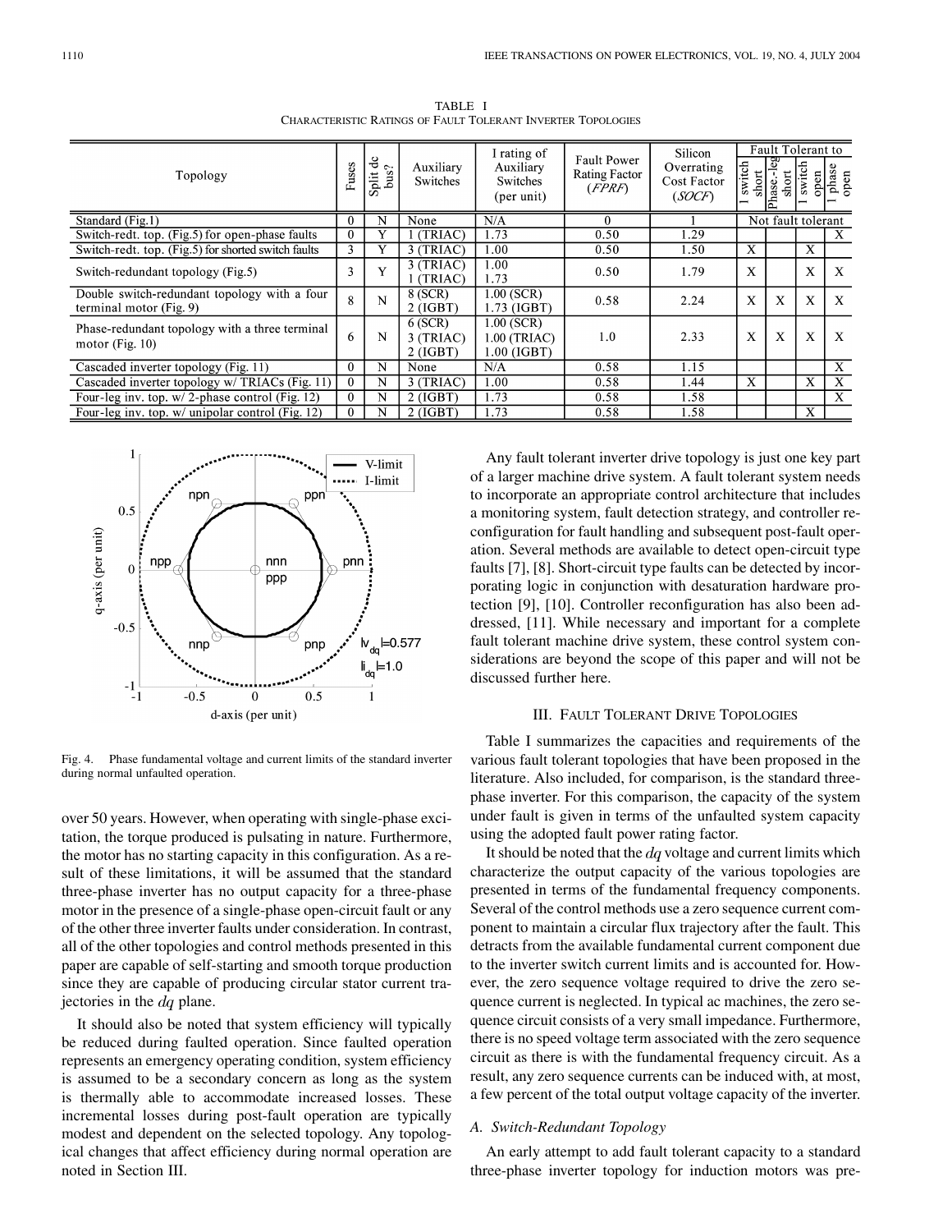TABLE I
CHARACTERISTIC RATINGS OF FAULT TOLERANT INVERTER TOPOLOGIES

| Topology | Fuses | Split dc bus? | Auxiliary Switches | I rating of Auxiliary Switches (per unit) | Fault Power Rating Factor (*FPRF*) | Silicon Overrating Cost Factor (*SOCF*) | Fault Tolerant to | | | |
|---|---|---|---|---|---|---|---|---|---|---|
| | | | | | | | 1 switch short | Phase.-leg short | 1 switch open | 1 phase open |
| Standard (Fig.1) | 0 | N | None | N/A | 0 | 1 | Not fault tolerant | | | |
| Switch-redt. top. (Fig.5) for open-phase faults | 0 | Y | 1 (TRIAC) | 1.73 | 0.50 | 1.29 | | | | X |
| Switch-redt. top. (Fig.5) for shorted switch faults | 3 | Y | 3 (TRIAC) | 1.00 | 0.50 | 1.50 | X | | X | |
| Switch-redundant topology (Fig.5) | 3 | Y | 3 (TRIAC)<br>1 (TRIAC) | 1.00<br>1.73 | 0.50 | 1.79 | X | | X | X |
| Double switch-redundant topology with a four terminal motor (Fig. 9) | 8 | N | 8 (SCR)<br>2 (IGBT) | 1.00 (SCR)<br>1.73 (IGBT) | 0.58 | 2.24 | X | X | X | X |
| Phase-redundant topology with a three terminal motor (Fig. 10) | 6 | N | 6 (SCR)<br>3 (TRIAC)<br>2 (IGBT) | 1.00 (SCR)<br>1.00 (TRIAC)<br>1.00 (IGBT) | 1.0 | 2.33 | X | X | X | X |
| Cascaded inverter topology (Fig. 11) | 0 | N | None | N/A | 0.58 | 1.15 | | | | X |
| Cascaded inverter topology w/ TRIACs (Fig. 11) | 0 | N | 3 (TRIAC) | 1.00 | 0.58 | 1.44 | X | | X | X |
| Four-leg inv. top. w/ 2-phase control (Fig. 12) | 0 | N | 2 (IGBT) | 1.73 | 0.58 | 1.58 | | | | X |
| Four-leg inv. top. w/ unipolar control (Fig. 12) | 0 | N | 2 (IGBT) | 1.73 | 0.58 | 1.58 | | | X | |

Fig. 4. Phase fundamental voltage and current limits of the standard inverter during normal unfaulted operation.

over 50 years. However, when operating with single-phase excitation, the torque produced is pulsating in nature. Furthermore, the motor has no starting capacity in this configuration. As a result of these limitations, it will be assumed that the standard three-phase inverter has no output capacity for a three-phase motor in the presence of a single-phase open-circuit fault or any of the other three inverter faults under consideration. In contrast, all of the other topologies and control methods presented in this paper are capable of self-starting and smooth torque production since they are capable of producing circular stator current trajectories in the $dq$ plane.

It should also be noted that system efficiency will typically be reduced during faulted operation. Since faulted operation represents an emergency operating condition, system efficiency is assumed to be a secondary concern as long as the system is thermally able to accommodate increased losses. These incremental losses during post-fault operation are typically modest and dependent on the selected topology. Any topological changes that affect efficiency during normal operation are noted in Section III.

Any fault tolerant inverter drive topology is just one key part of a larger machine drive system. A fault tolerant system needs to incorporate an appropriate control architecture that includes a monitoring system, fault detection strategy, and controller reconfiguration for fault handling and subsequent post-fault operation. Several methods are available to detect open-circuit type faults [7], [8]. Short-circuit type faults can be detected by incorporating logic in conjunction with desaturation hardware protection [9], [10]. Controller reconfiguration has also been addressed, [11]. While necessary and important for a complete fault tolerant machine drive system, these control system considerations are beyond the scope of this paper and will not be discussed further here.

## III. FAULT TOLERANT DRIVE TOPOLOGIES

Table I summarizes the capacities and requirements of the various fault tolerant topologies that have been proposed in the literature. Also included, for comparison, is the standard three-phase inverter. For this comparison, the capacity of the system under fault is given in terms of the unfaulted system capacity using the adopted fault power rating factor.

It should be noted that the $dq$ voltage and current limits which characterize the output capacity of the various topologies are presented in terms of the fundamental frequency components. Several of the control methods use a zero sequence current component to maintain a circular flux trajectory after the fault. This detracts from the available fundamental current component due to the inverter switch current limits and is accounted for. However, the zero sequence voltage required to drive the zero sequence current is neglected. In typical ac machines, the zero sequence circuit consists of a very small impedance. Furthermore, there is no speed voltage term associated with the zero sequence circuit as there is with the fundamental frequency circuit. As a result, any zero sequence currents can be induced with, at most, a few percent of the total output voltage capacity of the inverter.

### A. Switch-Redundant Topology

An early attempt to add fault tolerant capacity to a standard three-phase inverter topology for induction motors was pre-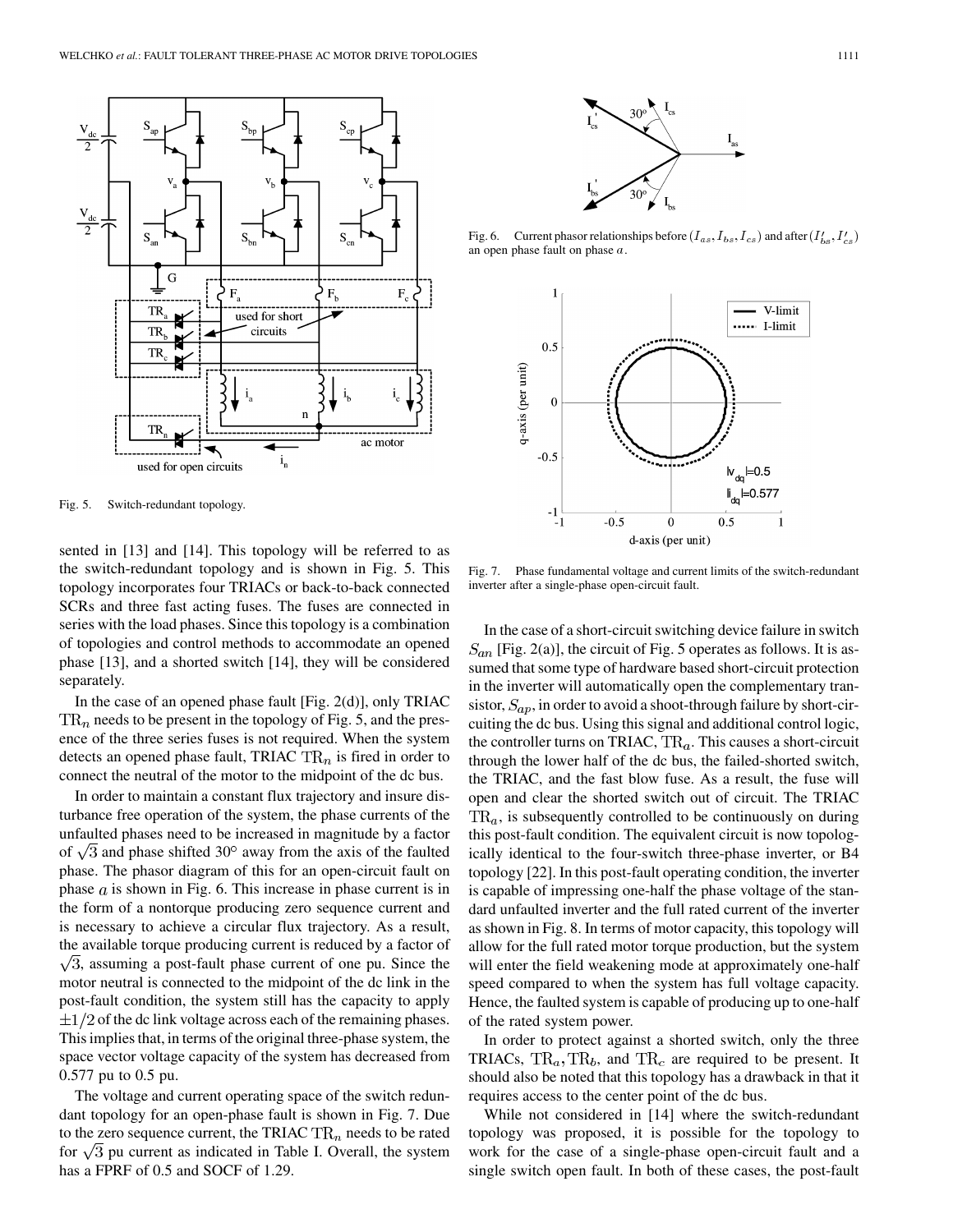Fig. 5. Switch-redundant topology.

Fig. 6. Current phasor relationships before $(I_{as}, I_{bs}, I_{cs})$ and after $(I_{bs}', I_{cs}')$ an open phase fault on phase $a$.

Fig. 7. Phase fundamental voltage and current limits of the switch-redundant inverter after a single-phase open-circuit fault.

sented in [13] and [14]. This topology will be referred to as the switch-redundant topology and is shown in Fig. 5. This topology incorporates four TRIACs or back-to-back connected SCRs and three fast acting fuses. The fuses are connected in series with the load phases. Since this topology is a combination of topologies and control methods to accommodate an opened phase [13], and a shorted switch [14], they will be considered separately.

In the case of an opened phase fault [Fig. 2(d)], only TRIAC $\mathrm{TR}_n$ needs to be present in the topology of Fig. 5, and the presence of the three series fuses is not required. When the system detects an opened phase fault, TRIAC $\mathrm{TR}_n$ is fired in order to connect the neutral of the motor to the midpoint of the dc bus.

In order to maintain a constant flux trajectory and insure disturbance free operation of the system, the phase currents of the unfaulted phases need to be increased in magnitude by a factor of $\sqrt{3}$ and phase shifted 30° away from the axis of the faulted phase. The phasor diagram of this for an open-circuit fault on phase $a$ is shown in Fig. 6. This increase in phase current is in the form of a nontorque producing zero sequence current and is necessary to achieve a circular flux trajectory. As a result, the available torque producing current is reduced by a factor of $\sqrt{3}$, assuming a post-fault phase current of one pu. Since the motor neutral is connected to the midpoint of the dc link in the post-fault condition, the system still has the capacity to apply $\pm 1/2$ of the dc link voltage across each of the remaining phases. This implies that, in terms of the original three-phase system, the space vector voltage capacity of the system has decreased from 0.577 pu to 0.5 pu.

The voltage and current operating space of the switch redundant topology for an open-phase fault is shown in Fig. 7. Due to the zero sequence current, the TRIAC $\mathrm{TR}_n$ needs to be rated for $\sqrt{3}$ pu current as indicated in Table I. Overall, the system has a FPRF of 0.5 and SOCF of 1.29.

In the case of a short-circuit switching device failure in switch $S_{an}$ [Fig. 2(a)], the circuit of Fig. 5 operates as follows. It is assumed that some type of hardware based short-circuit protection in the inverter will automatically open the complementary transistor, $S_{ap}$, in order to avoid a shoot-through failure by short-circuiting the dc bus. Using this signal and additional control logic, the controller turns on TRIAC, $\mathrm{TR}_a$. This causes a short-circuit through the lower half of the dc bus, the failed-shorted switch, the TRIAC, and the fast blow fuse. As a result, the fuse will open and clear the shorted switch out of circuit. The TRIAC $\mathrm{TR}_a$, is subsequently controlled to be continuously on during this post-fault condition. The equivalent circuit is now topologically identical to the four-switch three-phase inverter, or B4 topology [22]. In this post-fault operating condition, the inverter is capable of impressing one-half the phase voltage of the standard unfaulted inverter and the full rated current of the inverter as shown in Fig. 8. In terms of motor capacity, this topology will allow for the full rated motor torque production, but the system will enter the field weakening mode at approximately one-half speed compared to when the system has full voltage capacity. Hence, the faulted system is capable of producing up to one-half of the rated system power.

In order to protect against a shorted switch, only the three TRIACs, $\mathrm{TR}_a, \mathrm{TR}_b$, and $\mathrm{TR}_c$ are required to be present. It should also be noted that this topology has a drawback in that it requires access to the center point of the dc bus.

While not considered in [14] where the switch-redundant topology was proposed, it is possible for the topology to work for the case of a single-phase open-circuit fault and a single switch open fault. In both of these cases, the post-fault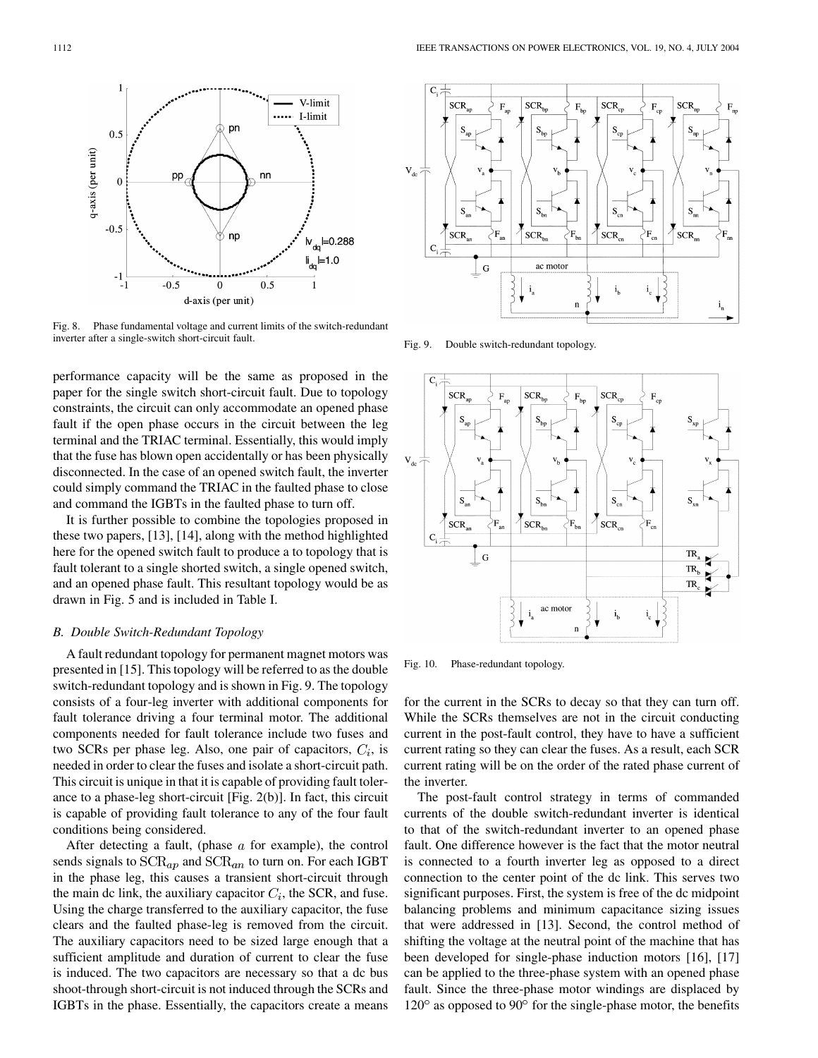1
V-limit
I-limit
0.5
pn
pp
nn
q-axis (per unit)
0
-0.5
np
$|v_{dq}|$=0.288
$|i_{dq}|$=1.0
-1
-1 -0.5 0 0.5 1
d-axis (per unit)

Fig. 8. Phase fundamental voltage and current limits of the switch-redundant inverter after a single-switch short-circuit fault.

performance capacity will be the same as proposed in the paper for the single switch short-circuit fault. Due to topology constraints, the circuit can only accommodate an opened phase fault if the open phase occurs in the circuit between the leg terminal and the TRIAC terminal. Essentially, this would imply that the fuse has blown open accidentally or has been physically disconnected. In the case of an opened switch fault, the inverter could simply command the TRIAC in the faulted phase to close and command the IGBTs in the faulted phase to turn off.

It is further possible to combine the topologies proposed in these two papers, [13], [14], along with the method highlighted here for the opened switch fault to produce a to topology that is fault tolerant to a single shorted switch, a single opened switch, and an opened phase fault. This resultant topology would be as drawn in Fig. 5 and is included in Table I.

### B. Double Switch-Redundant Topology

A fault redundant topology for permanent magnet motors was presented in [15]. This topology will be referred to as the double switch-redundant topology and is shown in Fig. 9. The topology consists of a four-leg inverter with additional components for fault tolerance driving a four terminal motor. The additional components needed for fault tolerance include two fuses and two SCRs per phase leg. Also, one pair of capacitors, $C_i$, is needed in order to clear the fuses and isolate a short-circuit path. This circuit is unique in that it is capable of providing fault tolerance to a phase-leg short-circuit [Fig. 2(b)]. In fact, this circuit is capable of providing fault tolerance to any of the four fault conditions being considered.

After detecting a fault, (phase $a$ for example), the control sends signals to $\mathrm{SCR}_{ap}$ and $\mathrm{SCR}_{an}$ to turn on. For each IGBT in the phase leg, this causes a transient short-circuit through the main dc link, the auxiliary capacitor $C_i$, the SCR, and fuse. Using the charge transferred to the auxiliary capacitor, the fuse clears and the faulted phase-leg is removed from the circuit. The auxiliary capacitors need to be sized large enough that a sufficient amplitude and duration of current to clear the fuse is induced. The two capacitors are necessary so that a dc bus shoot-through short-circuit is not induced through the SCRs and IGBTs in the phase. Essentially, the capacitors create a means

Fig. 9. Double switch-redundant topology.

Fig. 10. Phase-redundant topology.

for the current in the SCRs to decay so that they can turn off. While the SCRs themselves are not in the circuit conducting current in the post-fault control, they have to have a sufficient current rating so they can clear the fuses. As a result, each SCR current rating will be on the order of the rated phase current of the inverter.

The post-fault control strategy in terms of commanded currents of the double switch-redundant inverter is identical to that of the switch-redundant inverter to an opened phase fault. One difference however is the fact that the motor neutral is connected to a fourth inverter leg as opposed to a direct connection to the center point of the dc link. This serves two significant purposes. First, the system is free of the dc midpoint balancing problems and minimum capacitance sizing issues that were addressed in [13]. Second, the control method of shifting the voltage at the neutral point of the machine that has been developed for single-phase induction motors [16], [17] can be applied to the three-phase system with an opened phase fault. Since the three-phase motor windings are displaced by 120° as opposed to 90° for the single-phase motor, the benefits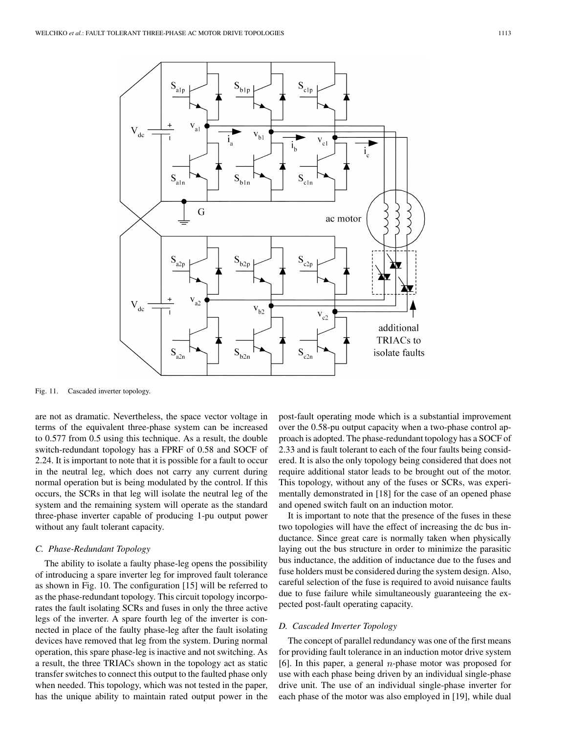Fig. 11. Cascaded inverter topology.

are not as dramatic. Nevertheless, the space vector voltage in terms of the equivalent three-phase system can be increased to 0.577 from 0.5 using this technique. As a result, the double switch-redundant topology has a FPRF of 0.58 and SOCF of 2.24. It is important to note that it is possible for a fault to occur in the neutral leg, which does not carry any current during normal operation but is being modulated by the control. If this occurs, the SCRs in that leg will isolate the neutral leg of the system and the remaining system will operate as the standard three-phase inverter capable of producing 1-pu output power without any fault tolerant capacity.

### C. Phase-Redundant Topology

The ability to isolate a faulty phase-leg opens the possibility of introducing a spare inverter leg for improved fault tolerance as shown in Fig. 10. The configuration [15] will be referred to as the phase-redundant topology. This circuit topology incorporates the fault isolating SCRs and fuses in only the three active legs of the inverter. A spare fourth leg of the inverter is connected in place of the faulty phase-leg after the fault isolating devices have removed that leg from the system. During normal operation, this spare phase-leg is inactive and not switching. As a result, the three TRIACs shown in the topology act as static transfer switches to connect this output to the faulted phase only when needed. This topology, which was not tested in the paper, has the unique ability to maintain rated output power in the post-fault operating mode which is a substantial improvement over the 0.58-pu output capacity when a two-phase control approach is adopted. The phase-redundant topology has a SOCF of 2.33 and is fault tolerant to each of the four faults being considered. It is also the only topology being considered that does not require additional stator leads to be brought out of the motor. This topology, without any of the fuses or SCRs, was experimentally demonstrated in [18] for the case of an opened phase and opened switch fault on an induction motor.

It is important to note that the presence of the fuses in these two topologies will have the effect of increasing the dc bus inductance. Since great care is normally taken when physically laying out the bus structure in order to minimize the parasitic bus inductance, the addition of inductance due to the fuses and fuse holders must be considered during the system design. Also, careful selection of the fuse is required to avoid nuisance faults due to fuse failure while simultaneously guaranteeing the expected post-fault operating capacity.

### D. Cascaded Inverter Topology

The concept of parallel redundancy was one of the first means for providing fault tolerance in an induction motor drive system [6]. In this paper, a general $n$-phase motor was proposed for use with each phase being driven by an individual single-phase drive unit. The use of an individual single-phase inverter for each phase of the motor was also employed in [19], while dual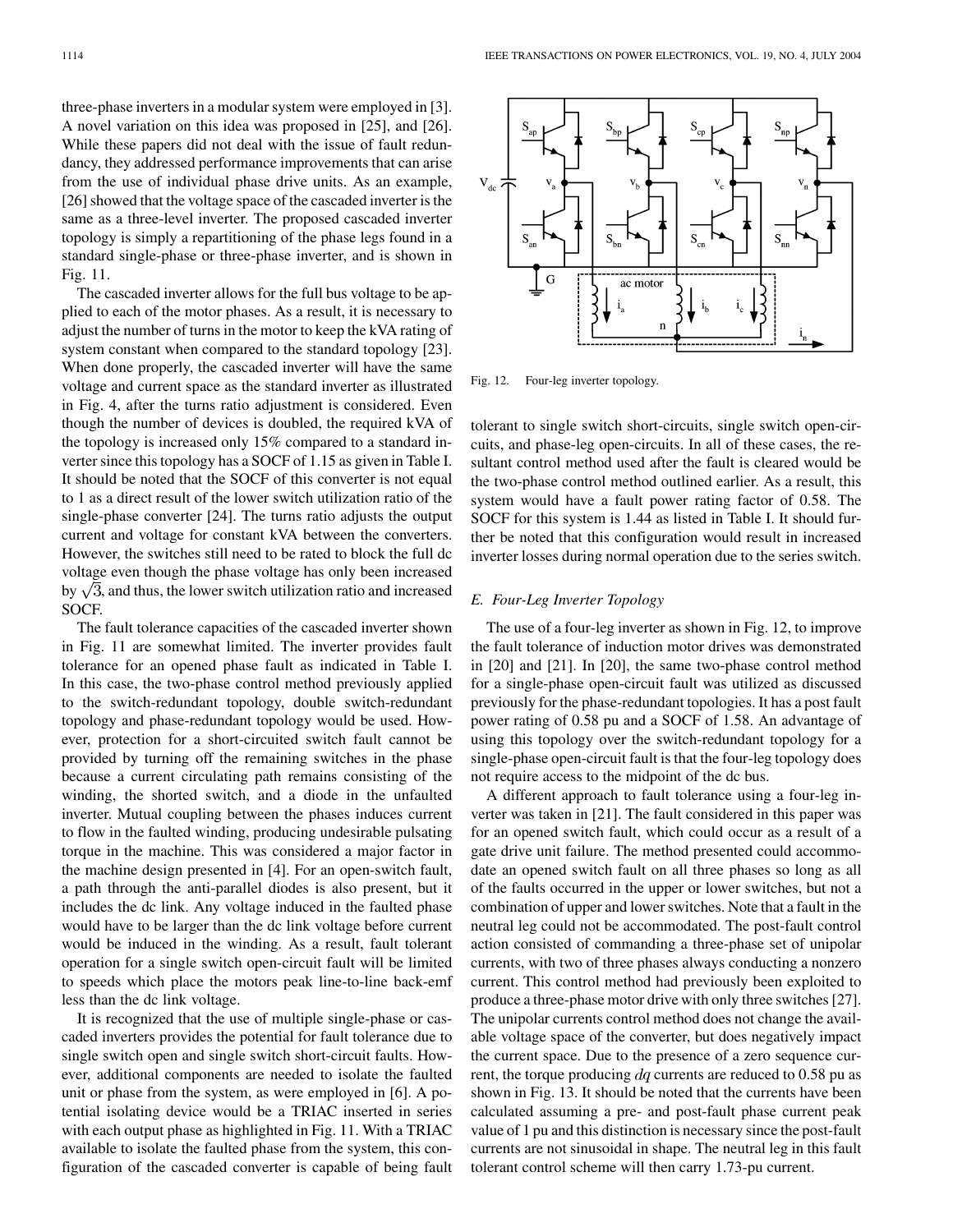three-phase inverters in a modular system were employed in [3]. A novel variation on this idea was proposed in [25], and [26]. While these papers did not deal with the issue of fault redundancy, they addressed performance improvements that can arise from the use of individual phase drive units. As an example, [26] showed that the voltage space of the cascaded inverter is the same as a three-level inverter. The proposed cascaded inverter topology is simply a repartitioning of the phase legs found in a standard single-phase or three-phase inverter, and is shown in Fig. 11.

The cascaded inverter allows for the full bus voltage to be applied to each of the motor phases. As a result, it is necessary to adjust the number of turns in the motor to keep the kVA rating of system constant when compared to the standard topology [23]. When done properly, the cascaded inverter will have the same voltage and current space as the standard inverter as illustrated in Fig. 4, after the turns ratio adjustment is considered. Even though the number of devices is doubled, the required kVA of the topology is increased only 15% compared to a standard inverter since this topology has a SOCF of 1.15 as given in Table I. It should be noted that the SOCF of this converter is not equal to 1 as a direct result of the lower switch utilization ratio of the single-phase converter [24]. The turns ratio adjusts the output current and voltage for constant kVA between the converters. However, the switches still need to be rated to block the full dc voltage even though the phase voltage has only been increased by $\sqrt{3}$, and thus, the lower switch utilization ratio and increased SOCF.

The fault tolerance capacities of the cascaded inverter shown in Fig. 11 are somewhat limited. The inverter provides fault tolerance for an opened phase fault as indicated in Table I. In this case, the two-phase control method previously applied to the switch-redundant topology, double switch-redundant topology and phase-redundant topology would be used. However, protection for a short-circuited switch fault cannot be provided by turning off the remaining switches in the phase because a current circulating path remains consisting of the winding, the shorted switch, and a diode in the unfaulted inverter. Mutual coupling between the phases induces current to flow in the faulted winding, producing undesirable pulsating torque in the machine. This was considered a major factor in the machine design presented in [4]. For an open-switch fault, a path through the anti-parallel diodes is also present, but it includes the dc link. Any voltage induced in the faulted phase would have to be larger than the dc link voltage before current would be induced in the winding. As a result, fault tolerant operation for a single switch open-circuit fault will be limited to speeds which place the motors peak line-to-line back-emf less than the dc link voltage.

It is recognized that the use of multiple single-phase or cascaded inverters provides the potential for fault tolerance due to single switch open and single switch short-circuit faults. However, additional components are needed to isolate the faulted unit or phase from the system, as were employed in [6]. A potential isolating device would be a TRIAC inserted in series with each output phase as highlighted in Fig. 11. With a TRIAC available to isolate the faulted phase from the system, this configuration of the cascaded converter is capable of being fault tolerant to single switch short-circuits, single switch open-circuits, and phase-leg open-circuits. In all of these cases, the resultant control method used after the fault is cleared would be the two-phase control method outlined earlier. As a result, this system would have a fault power rating factor of 0.58. The SOCF for this system is 1.44 as listed in Table I. It should further be noted that this configuration would result in increased inverter losses during normal operation due to the series switch.

$S_{ap}$ $S_{bp}$ $S_{cp}$ $S_{np}$

$V_{dc}$ $v_a$ $v_b$ $v_c$ $v_n$

$S_{an}$ $S_{bn}$ $S_{cn}$ $S_{nn}$

G

ac motor

$i_a$ $i_b$ $i_c$

n

$i_n$

Fig. 12. Four-leg inverter topology.

### *E. Four-Leg Inverter Topology*

The use of a four-leg inverter as shown in Fig. 12, to improve the fault tolerance of induction motor drives was demonstrated in [20] and [21]. In [20], the same two-phase control method for a single-phase open-circuit fault was utilized as discussed previously for the phase-redundant topologies. It has a post fault power rating of 0.58 pu and a SOCF of 1.58. An advantage of using this topology over the switch-redundant topology for a single-phase open-circuit fault is that the four-leg topology does not require access to the midpoint of the dc bus.

A different approach to fault tolerance using a four-leg inverter was taken in [21]. The fault considered in this paper was for an opened switch fault, which could occur as a result of a gate drive unit failure. The method presented could accommodate an opened switch fault on all three phases so long as all of the faults occurred in the upper or lower switches, but not a combination of upper and lower switches. Note that a fault in the neutral leg could not be accommodated. The post-fault control action consisted of commanding a three-phase set of unipolar currents, with two of three phases always conducting a nonzero current. This control method had previously been exploited to produce a three-phase motor drive with only three switches [27]. The unipolar currents control method does not change the available voltage space of the converter, but does negatively impact the current space. Due to the presence of a zero sequence current, the torque producing $dq$ currents are reduced to 0.58 pu as shown in Fig. 13. It should be noted that the currents have been calculated assuming a pre- and post-fault phase current peak value of 1 pu and this distinction is necessary since the post-fault currents are not sinusoidal in shape. The neutral leg in this fault tolerant control scheme will then carry 1.73-pu current.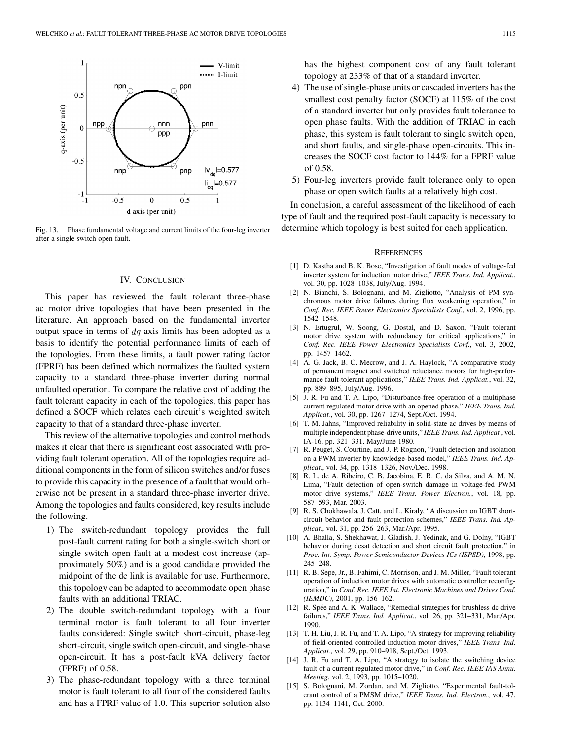V-limit
I-limit

npn ppn npp nnn ppp pnn nnp pnp

$|v_{dq}|$=0.577
$|i_{dq}|$=0.577

q-axis (per unit)
d-axis (per unit)

1 0.5 0 -0.5 -1
-1 -0.5 0 0.5 1

Fig. 13. Phase fundamental voltage and current limits of the four-leg inverter after a single switch open fault.

## IV. Conclusion

This paper has reviewed the fault tolerant three-phase ac motor drive topologies that have been presented in the literature. An approach based on the fundamental inverter output space in terms of $dq$ axis limits has been adopted as a basis to identify the potential performance limits of each of the topologies. From these limits, a fault power rating factor (FPRF) has been defined which normalizes the faulted system capacity to a standard three-phase inverter during normal unfaulted operation. To compare the relative cost of adding the fault tolerant capacity in each of the topologies, this paper has defined a SOCF which relates each circuit's weighted switch capacity to that of a standard three-phase inverter.

This review of the alternative topologies and control methods makes it clear that there is significant cost associated with providing fault tolerant operation. All of the topologies require additional components in the form of silicon switches and/or fuses to provide this capacity in the presence of a fault that would otherwise not be present in a standard three-phase inverter drive. Among the topologies and faults considered, key results include the following.

1) The switch-redundant topology provides the full post-fault current rating for both a single-switch short or single switch open fault at a modest cost increase (approximately 50%) and is a good candidate provided the midpoint of the dc link is available for use. Furthermore, this topology can be adapted to accommodate open phase faults with an additional TRIAC.
2) The double switch-redundant topology with a four terminal motor is fault tolerant to all four inverter faults considered: Single switch short-circuit, phase-leg short-circuit, single switch open-circuit, and single-phase open-circuit. It has a post-fault kVA delivery factor (FPRF) of 0.58.
3) The phase-redundant topology with a three terminal motor is fault tolerant to all four of the considered faults and has a FPRF value of 1.0. This superior solution also has the highest component cost of any fault tolerant topology at 233% of that of a standard inverter.
4) The use of single-phase units or cascaded inverters has the smallest cost penalty factor (SOCF) at 115% of the cost of a standard inverter but only provides fault tolerance to open phase faults. With the addition of TRIAC in each phase, this system is fault tolerant to single switch open, and short faults, and single-phase open-circuits. This increases the SOCF cost factor to 144% for a FPRF value of 0.58.
5) Four-leg inverters provide fault tolerance only to open phase or open switch faults at a relatively high cost.

In conclusion, a careful assessment of the likelihood of each type of fault and the required post-fault capacity is necessary to determine which topology is best suited for each application.

## References

[1] D. Kastha and B. K. Bose, "Investigation of fault modes of voltage-fed inverter system for induction motor drive," *IEEE Trans. Ind. Applicat.*, vol. 30, pp. 1028–1038, July/Aug. 1994.

[2] N. Bianchi, S. Bolognani, and M. Zigliotto, "Analysis of PM synchronous motor drive failures during flux weakening operation," in *Conf. Rec. IEEE Power Electronics Specialists Conf.*, vol. 2, 1996, pp. 1542–1548.

[3] N. Ertugrul, W. Soong, G. Dostal, and D. Saxon, "Fault tolerant motor drive system with redundancy for critical applications," in *Conf. Rec. IEEE Power Electronics Specialists Conf.*, vol. 3, 2002, pp. 1457–1462.

[4] A. G. Jack, B. C. Mecrow, and J. A. Haylock, "A comparative study of permanent magnet and switched reluctance motors for high-performance fault-tolerant applications," *IEEE Trans. Ind. Applicat.*, vol. 32, pp. 889–895, July/Aug. 1996.

[5] J. R. Fu and T. A. Lipo, "Disturbance-free operation of a multiphase current regulated motor drive with an opened phase," *IEEE Trans. Ind. Applicat.*, vol. 30, pp. 1267–1274, Sept./Oct. 1994.

[6] T. M. Jahns, "Improved reliability in solid-state ac drives by means of multiple independent phase-drive units," *IEEE Trans. Ind. Applicat.*, vol. IA-16, pp. 321–331, May/June 1980.

[7] R. Peuget, S. Courtine, and J.-P. Rognon, "Fault detection and isolation on a PWM inverter by knowledge-based model," *IEEE Trans. Ind. Applicat.*, vol. 34, pp. 1318–1326, Nov./Dec. 1998.

[8] R. L. de A. Ribeiro, C. B. Jacobina, E. R. C. da Silva, and A. M. N. Lima, "Fault detection of open-switch damage in voltage-fed PWM motor drive systems," *IEEE Trans. Power Electron.*, vol. 18, pp. 587–593, Mar. 2003.

[9] R. S. Chokhawala, J. Catt, and L. Kiraly, "A discussion on IGBT short-circuit behavior and fault protection schemes," *IEEE Trans. Ind. Applicat.*, vol. 31, pp. 256–263, Mar./Apr. 1995.

[10] A. Bhalla, S. Shekhawat, J. Gladish, J. Yedinak, and G. Dolny, "IGBT behavior during desat detection and short circuit fault protection," in *Proc. Int. Symp. Power Semiconductor Devices ICs (ISPSD)*, 1998, pp. 245–248.

[11] R. B. Sepe, Jr., B. Fahimi, C. Morrison, and J. M. Miller, "Fault tolerant operation of induction motor drives with automatic controller reconfiguration," in *Conf. Rec. IEEE Int. Electronic Machines and Drives Conf. (IEMDC)*, 2001, pp. 156–162.

[12] R. Spée and A. K. Wallace, "Remedial strategies for brushless dc drive failures," *IEEE Trans. Ind. Applicat.*, vol. 26, pp. 321–331, Mar./Apr. 1990.

[13] T. H. Liu, J. R. Fu, and T. A. Lipo, "A strategy for improving reliability of field-oriented controlled induction motor drives," *IEEE Trans. Ind. Applicat.*, vol. 29, pp. 910–918, Sept./Oct. 1993.

[14] J. R. Fu and T. A. Lipo, "A strategy to isolate the switching device fault of a current regulated motor drive," in *Conf. Rec. IEEE IAS Annu. Meeting*, vol. 2, 1993, pp. 1015–1020.

[15] S. Bolognani, M. Zordan, and M. Zigliotto, "Experimental fault-tolerant control of a PMSM drive," *IEEE Trans. Ind. Electron.*, vol. 47, pp. 1134–1141, Oct. 2000.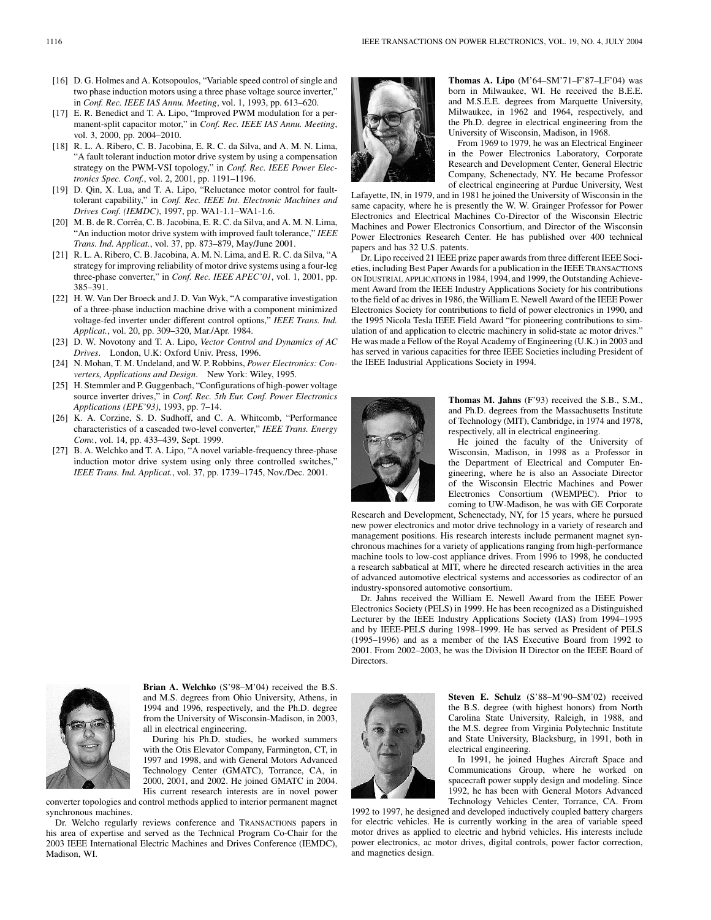[16] D. G. Holmes and A. Kotsopoulos, "Variable speed control of single and two phase induction motors using a three phase voltage source inverter," in *Conf. Rec. IEEE IAS Annu. Meeting*, vol. 1, 1993, pp. 613–620.

[17] E. R. Benedict and T. A. Lipo, "Improved PWM modulation for a permanent-split capacitor motor," in *Conf. Rec. IEEE IAS Annu. Meeting*, vol. 3, 2000, pp. 2004–2010.

[18] R. L. A. Ribero, C. B. Jacobina, E. R. C. da Silva, and A. M. N. Lima, "A fault tolerant induction motor drive system by using a compensation strategy on the PWM-VSI topology," in *Conf. Rec. IEEE Power Electronics Spec. Conf.*, vol. 2, 2001, pp. 1191–1196.

[19] D. Qin, X. Lua, and T. A. Lipo, "Reluctance motor control for fault-tolerant capability," in *Conf. Rec. IEEE Int. Electronic Machines and Drives Conf. (IEMDC)*, 1997, pp. WA1-1.1–WA1-1.6.

[20] M. B. de R. Corrêa, C. B. Jacobina, E. R. C. da Silva, and A. M. N. Lima, "An induction motor drive system with improved fault tolerance," *IEEE Trans. Ind. Applicat.*, vol. 37, pp. 873–879, May/June 2001.

[21] R. L. A. Ribero, C. B. Jacobina, A. M. N. Lima, and E. R. C. da Silva, "A strategy for improving reliability of motor drive systems using a four-leg three-phase converter," in *Conf. Rec. IEEE APEC'01*, vol. 1, 2001, pp. 385–391.

[22] H. W. Van Der Broeck and J. D. Van Wyk, "A comparative investigation of a three-phase induction machine drive with a component minimized voltage-fed inverter under different control options," *IEEE Trans. Ind. Applicat.*, vol. 20, pp. 309–320, Mar./Apr. 1984.

[23] D. W. Novotony and T. A. Lipo, *Vector Control and Dynamics of AC Drives*. London, U.K: Oxford Univ. Press, 1996.

[24] N. Mohan, T. M. Undeland, and W. P. Robbins, *Power Electronics: Converters, Applications and Design*. New York: Wiley, 1995.

[25] H. Stemmler and P. Guggenbach, "Configurations of high-power voltage source inverter drives," in *Conf. Rec. 5th Eur. Conf. Power Electronics Applications (EPE'93)*, 1993, pp. 7–14.

[26] K. A. Corzine, S. D. Sudhoff, and C. A. Whitcomb, "Performance characteristics of a cascaded two-level converter," *IEEE Trans. Energy Conv.*, vol. 14, pp. 433–439, Sept. 1999.

[27] B. A. Welchko and T. A. Lipo, "A novel variable-frequency three-phase induction motor drive system using only three controlled switches," *IEEE Trans. Ind. Applicat.*, vol. 37, pp. 1739–1745, Nov./Dec. 2001.

**Brian A. Welchko** (S'98–M'04) received the B.S. and M.S. degrees from Ohio University, Athens, in 1994 and 1996, respectively, and the Ph.D. degree from the University of Wisconsin-Madison, in 2003, all in electrical engineering.

During his Ph.D. studies, he worked summers with the Otis Elevator Company, Farmington, CT, in 1997 and 1998, and with General Motors Advanced Technology Center (GMATC), Torrance, CA, in 2000, 2001, and 2002. He joined GMATC in 2004. His current research interests are in novel power converter topologies and control methods applied to interior permanent magnet synchronous machines.

Dr. Welcho regularly reviews conference and TRANSACTIONS papers in his area of expertise and served as the Technical Program Co-Chair for the 2003 IEEE International Electric Machines and Drives Conference (IEMDC), Madison, WI.

**Thomas A. Lipo** (M'64–SM'71–F'87–LF'04) was born in Milwaukee, WI. He received the B.E.E. and M.S.E.E. degrees from Marquette University, Milwaukee, in 1962 and 1964, respectively, and the Ph.D. degree in electrical engineering from the University of Wisconsin, Madison, in 1968.

From 1969 to 1979, he was an Electrical Engineer in the Power Electronics Laboratory, Corporate Research and Development Center, General Electric Company, Schenectady, NY. He became Professor of electrical engineering at Purdue University, West Lafayette, IN, in 1979, and in 1981 he joined the University of Wisconsin in the same capacity, where he is presently the W. W. Grainger Professor for Power Electronics and Electrical Machines Co-Director of the Wisconsin Electric Machines and Power Electronics Consortium, and Director of the Wisconsin Power Electronics Research Center. He has published over 400 technical papers and has 32 U.S. patents.

Dr. Lipo received 21 IEEE prize paper awards from three different IEEE Societies, including Best Paper Awards for a publication in the IEEE TRANSACTIONS ON INDUSTRIAL APPLICATIONS in 1984, 1994, and 1999, the Outstanding Achievement Award from the IEEE Industry Applications Society for his contributions to the field of ac drives in 1986, the William E. Newell Award of the IEEE Power Electronics Society for contributions to field of power electronics in 1990, and the 1995 Nicola Tesla IEEE Field Award "for pioneering contributions to simulation of and application to electric machinery in solid-state ac motor drives." He was made a Fellow of the Royal Academy of Engineering (U.K.) in 2003 and has served in various capacities for three IEEE Societies including President of the IEEE Industrial Applications Society in 1994.

**Thomas M. Jahns** (F'93) received the S.B., S.M., and Ph.D. degrees from the Massachusetts Institute of Technology (MIT), Cambridge, in 1974 and 1978, respectively, all in electrical engineering.

He joined the faculty of the University of Wisconsin, Madison, in 1998 as a Professor in the Department of Electrical and Computer Engineering, where he is also an Associate Director of the Wisconsin Electric Machines and Power Electronics Consortium (WEMPEC). Prior to coming to UW-Madison, he was with GE Corporate Research and Development, Schenectady, NY, for 15 years, where he pursued new power electronics and motor drive technology in a variety of research and management positions. His research interests include permanent magnet synchronous machines for a variety of applications ranging from high-performance machine tools to low-cost appliance drives. From 1996 to 1998, he conducted a research sabbatical at MIT, where he directed research activities in the area of advanced automotive electrical systems and accessories as codirector of an industry-sponsored automotive consortium.

Dr. Jahns received the William E. Newell Award from the IEEE Power Electronics Society (PELS) in 1999. He has been recognized as a Distinguished Lecturer by the IEEE Industry Applications Society (IAS) from 1994–1995 and by IEEE-PELS during 1998–1999. He has served as President of PELS (1995–1996) and as a member of the IAS Executive Board from 1992 to 2001. From 2002–2003, he was the Division II Director on the IEEE Board of Directors.

**Steven E. Schulz** (S'88–M'90–SM'02) received the B.S. degree (with highest honors) from North Carolina State University, Raleigh, in 1988, and the M.S. degree from Virginia Polytechnic Institute and State University, Blacksburg, in 1991, both in electrical engineering.

In 1991, he joined Hughes Aircraft Space and Communications Group, where he worked on spacecraft power supply design and modeling. Since 1992, he has been with General Motors Advanced Technology Vehicles Center, Torrance, CA. From 1992 to 1997, he designed and developed inductively coupled battery chargers for electric vehicles. He is currently working in the area of variable speed motor drives as applied to electric and hybrid vehicles. His interests include power electronics, ac motor drives, digital controls, power factor correction, and magnetics design.